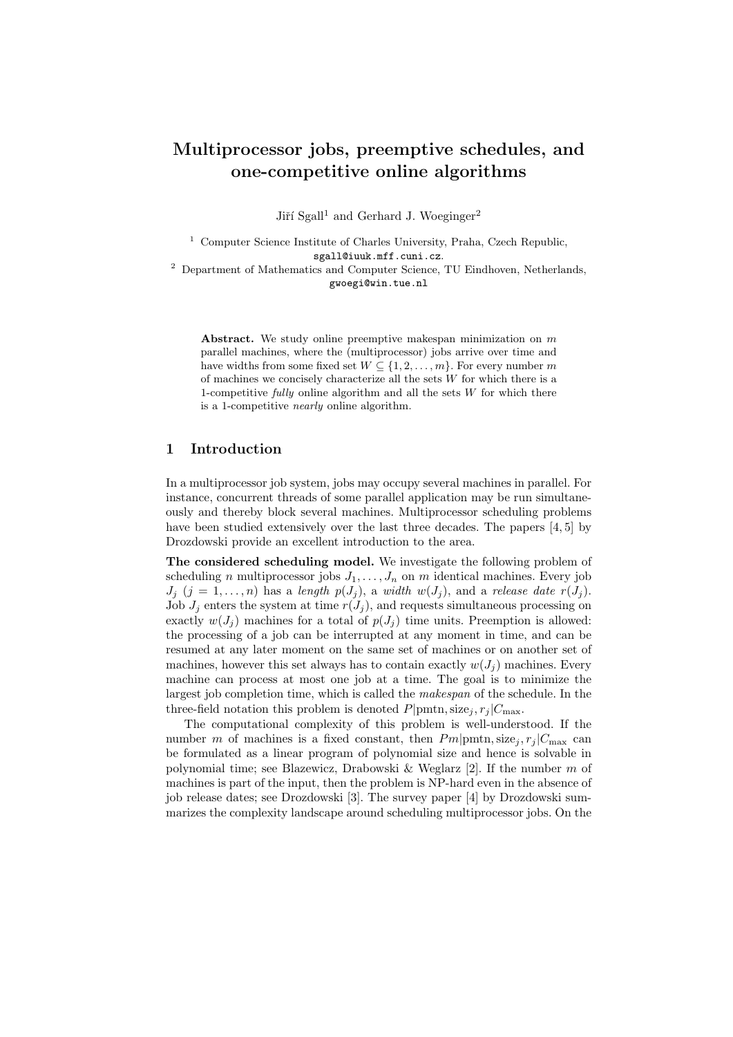#  Multiprocessor jobs, preemptive schedules, and one-competitive online algorithms

Jiří Sgall[1] and Gerhard J. Woeginger[2]

[1] Computer Science Institute of Charles University, Praha, Czech Republic, sgall@iuuk.mff.cuni.cz.
[2] Department of Mathematics and Computer Science, TU Eindhoven, Netherlands, gwoegi@win.tue.nl

**Abstract.** We study online preemptive makespan minimization on $m$ parallel machines, where the (multiprocessor) jobs arrive over time and have widths from some fixed set $W \subseteq \{1, 2, \ldots, m\}$. For every number $m$ of machines we concisely characterize all the sets $W$ for which there is a 1-competitive *fully* online algorithm and all the sets $W$ for which there is a 1-competitive *nearly* online algorithm.

## 1 Introduction

In a multiprocessor job system, jobs may occupy several machines in parallel. For instance, concurrent threads of some parallel application may be run simultaneously and thereby block several machines. Multiprocessor scheduling problems have been studied extensively over the last three decades. The papers [4, 5] by Drozdowski provide an excellent introduction to the area.

**The considered scheduling model.** We investigate the following problem of scheduling $n$ multiprocessor jobs $J_1, \ldots, J_n$ on $m$ identical machines. Every job $J_j$ ($j = 1, \ldots, n$) has a *length* $p(J_j)$, a *width* $w(J_j)$, and a *release date* $r(J_j)$. Job $J_j$ enters the system at time $r(J_j)$, and requests simultaneous processing on exactly $w(J_j)$ machines for a total of $p(J_j)$ time units. Preemption is allowed: the processing of a job can be interrupted at any moment in time, and can be resumed at any later moment on the same set of machines or on another set of machines, however this set always has to contain exactly $w(J_j)$ machines. Every machine can process at most one job at a time. The goal is to minimize the largest job completion time, which is called the *makespan* of the schedule. In the three-field notation this problem is denoted $P|\text{pmtn}, \text{size}_j, r_j|C_{\max}$.

The computational complexity of this problem is well-understood. If the number $m$ of machines is a fixed constant, then $Pm|\text{pmtn}, \text{size}_j, r_j|C_{\max}$ can be formulated as a linear program of polynomial size and hence is solvable in polynomial time; see Blazewicz, Drabowski & Weglarz [2]. If the number $m$ of machines is part of the input, then the problem is NP-hard even in the absence of job release dates; see Drozdowski [3]. The survey paper [4] by Drozdowski summarizes the complexity landscape around scheduling multiprocessor jobs. On the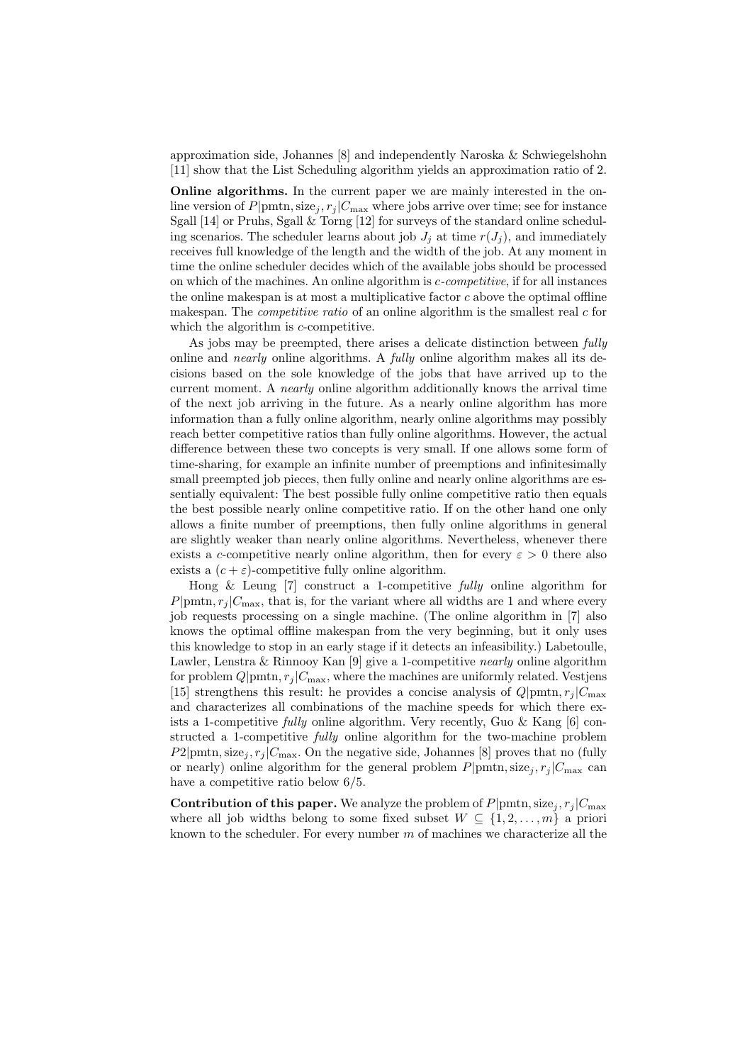approximation side, Johannes [8] and independently Naroska & Schwiegelshohn [11] show that the List Scheduling algorithm yields an approximation ratio of 2.

**Online algorithms.** In the current paper we are mainly interested in the online version of $P|\text{pmtn}, \text{size}_j, r_j|C_{\max}$ where jobs arrive over time; see for instance Sgall [14] or Pruhs, Sgall & Torng [12] for surveys of the standard online scheduling scenarios. The scheduler learns about job $J_j$ at time $r(J_j)$, and immediately receives full knowledge of the length and the width of the job. At any moment in time the online scheduler decides which of the available jobs should be processed on which of the machines. An online algorithm is *c-competitive*, if for all instances the online makespan is at most a multiplicative factor $c$ above the optimal offline makespan. The *competitive ratio* of an online algorithm is the smallest real $c$ for which the algorithm is $c$-competitive.

As jobs may be preempted, there arises a delicate distinction between *fully* online and *nearly* online algorithms. A *fully* online algorithm makes all its decisions based on the sole knowledge of the jobs that have arrived up to the current moment. A *nearly* online algorithm additionally knows the arrival time of the next job arriving in the future. As a nearly online algorithm has more information than a fully online algorithm, nearly online algorithms may possibly reach better competitive ratios than fully online algorithms. However, the actual difference between these two concepts is very small. If one allows some form of time-sharing, for example an infinite number of preemptions and infinitesimally small preempted job pieces, then fully online and nearly online algorithms are essentially equivalent: The best possible fully online competitive ratio then equals the best possible nearly online competitive ratio. If on the other hand one only allows a finite number of preemptions, then fully online algorithms in general are slightly weaker than nearly online algorithms. Nevertheless, whenever there exists a $c$-competitive nearly online algorithm, then for every $\varepsilon > 0$ there also exists a $(c + \varepsilon)$-competitive fully online algorithm.

Hong & Leung [7] construct a 1-competitive *fully* online algorithm for $P|\text{pmtn}, r_j|C_{\max}$, that is, for the variant where all widths are 1 and where every job requests processing on a single machine. (The online algorithm in [7] also knows the optimal offline makespan from the very beginning, but it only uses this knowledge to stop in an early stage if it detects an infeasibility.) Labetoulle, Lawler, Lenstra & Rinnooy Kan [9] give a 1-competitive *nearly* online algorithm for problem $Q|\text{pmtn}, r_j|C_{\max}$, where the machines are uniformly related. Vestjens [15] strengthens this result: he provides a concise analysis of $Q|\text{pmtn}, r_j|C_{\max}$ and characterizes all combinations of the machine speeds for which there exists a 1-competitive *fully* online algorithm. Very recently, Guo & Kang [6] constructed a 1-competitive *fully* online algorithm for the two-machine problem $P2|\text{pmtn}, \text{size}_j, r_j|C_{\max}$. On the negative side, Johannes [8] proves that no (fully or nearly) online algorithm for the general problem $P|\text{pmtn}, \text{size}_j, r_j|C_{\max}$ can have a competitive ratio below 6/5.

**Contribution of this paper.** We analyze the problem of $P|\text{pmtn}, \text{size}_j, r_j|C_{\max}$ where all job widths belong to some fixed subset $W \subseteq \{1, 2, \ldots, m\}$ a priori known to the scheduler. For every number $m$ of machines we characterize all the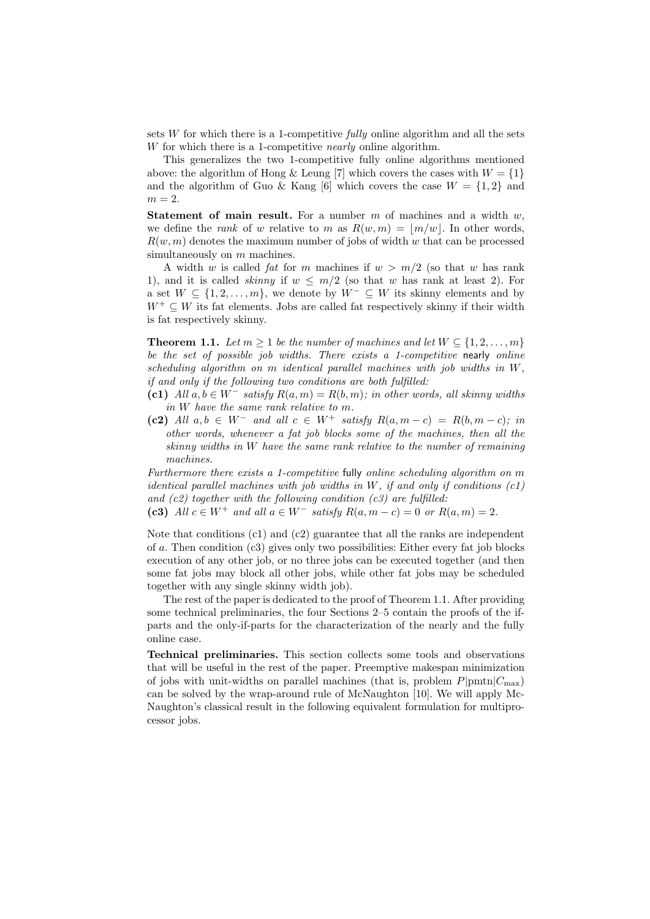sets $W$ for which there is a 1-competitive *fully* online algorithm and all the sets $W$ for which there is a 1-competitive *nearly* online algorithm.

This generalizes the two 1-competitive fully online algorithms mentioned above: the algorithm of Hong & Leung [7] which covers the cases with $W = \{1\}$ and the algorithm of Guo & Kang [6] which covers the case $W = \{1, 2\}$ and $m = 2$.

**Statement of main result.** For a number $m$ of machines and a width $w$, we define the *rank* of $w$ relative to $m$ as $R(w, m) = \lfloor m/w \rfloor$. In other words, $R(w, m)$ denotes the maximum number of jobs of width $w$ that can be processed simultaneously on $m$ machines.

A width $w$ is called *fat* for $m$ machines if $w > m/2$ (so that $w$ has rank 1), and it is called *skinny* if $w \leq m/2$ (so that $w$ has rank at least 2). For a set $W \subseteq \{1, 2, \ldots, m\}$, we denote by $W^- \subseteq W$ its skinny elements and by $W^+ \subseteq W$ its fat elements. Jobs are called fat respectively skinny if their width is fat respectively skinny.

**Theorem 1.1.** *Let $m \geq 1$ be the number of machines and let $W \subseteq \{1, 2, \ldots, m\}$ be the set of possible job widths. There exists a 1-competitive* nearly *online scheduling algorithm on $m$ identical parallel machines with job widths in $W$, if and only if the following two conditions are both fulfilled:*

**(c1)** *All $a, b \in W^-$ satisfy $R(a, m) = R(b, m)$; in other words, all skinny widths in $W$ have the same rank relative to $m$.*

**(c2)** *All $a, b \in W^-$ and all $c \in W^+$ satisfy $R(a, m - c) = R(b, m - c)$; in other words, whenever a fat job blocks some of the machines, then all the skinny widths in $W$ have the same rank relative to the number of remaining machines.*

*Furthermore there exists a 1-competitive* fully *online scheduling algorithm on $m$ identical parallel machines with job widths in $W$, if and only if conditions (c1) and (c2) together with the following condition (c3) are fulfilled:*

**(c3)** *All $c \in W^+$ and all $a \in W^-$ satisfy $R(a, m - c) = 0$ or $R(a, m) = 2$.*

Note that conditions (c1) and (c2) guarantee that all the ranks are independent of $a$. Then condition (c3) gives only two possibilities: Either every fat job blocks execution of any other job, or no three jobs can be executed together (and then some fat jobs may block all other jobs, while other fat jobs may be scheduled together with any single skinny width job).

The rest of the paper is dedicated to the proof of Theorem 1.1. After providing some technical preliminaries, the four Sections 2–5 contain the proofs of the if-parts and the only-if-parts for the characterization of the nearly and the fully online case.

**Technical preliminaries.** This section collects some tools and observations that will be useful in the rest of the paper. Preemptive makespan minimization of jobs with unit-widths on parallel machines (that is, problem $P|\text{pmtn}|C_{\max}$) can be solved by the wrap-around rule of McNaughton [10]. We will apply McNaughton's classical result in the following equivalent formulation for multiprocessor jobs.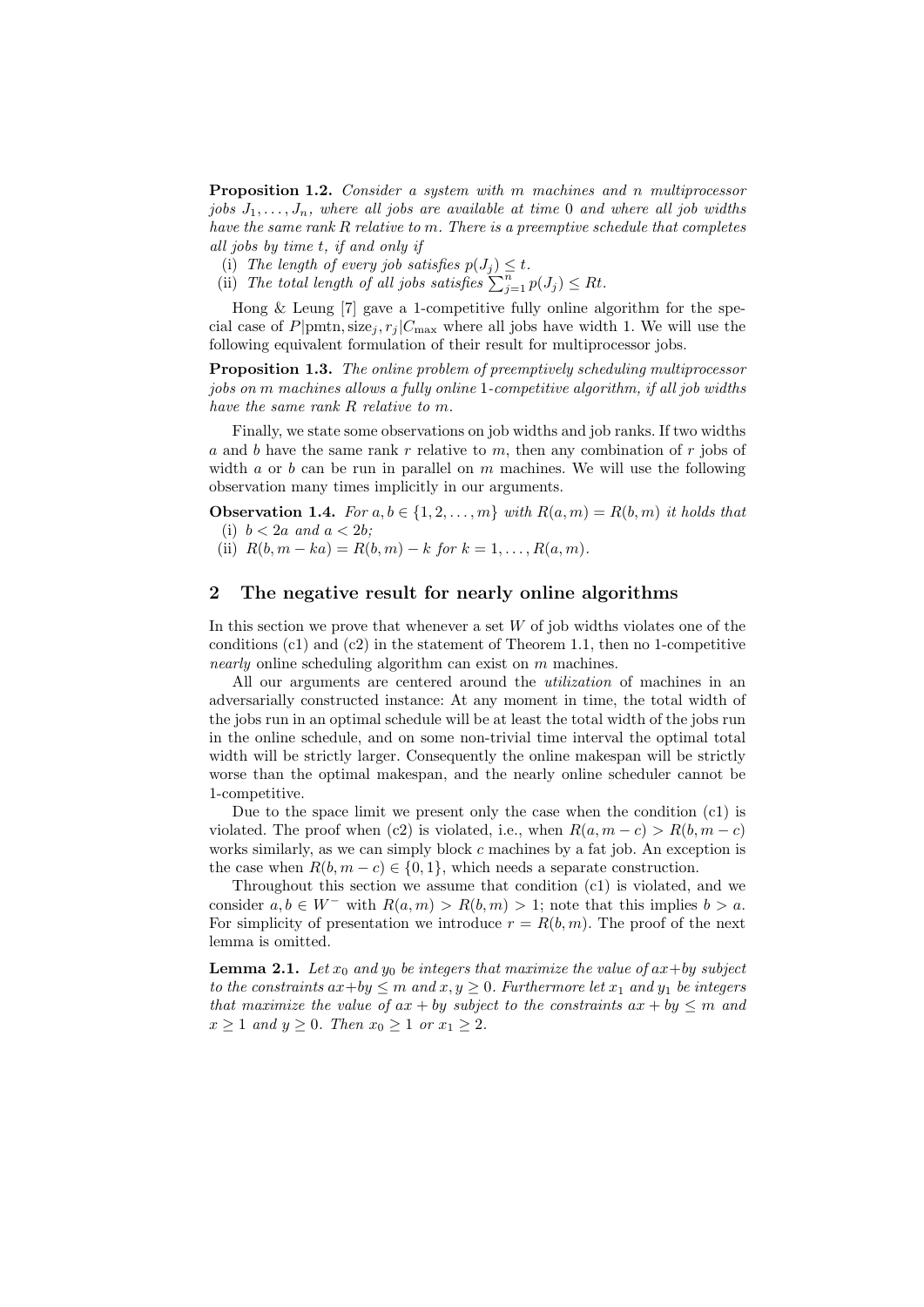**Proposition 1.2.** *Consider a system with $m$ machines and $n$ multiprocessor jobs $J_1, \ldots, J_n$, where all jobs are available at time 0 and where all job widths have the same rank $R$ relative to $m$. There is a preemptive schedule that completes all jobs by time $t$, if and only if*

(i) *The length of every job satisfies $p(J_j) \leq t$.*
(ii) *The total length of all jobs satisfies $\sum_{j=1}^{n} p(J_j) \leq Rt$.*

Hong & Leung [7] gave a 1-competitive fully online algorithm for the special case of $P|\text{pmtn}, \text{size}_j, r_j|C_{\max}$ where all jobs have width 1. We will use the following equivalent formulation of their result for multiprocessor jobs.

**Proposition 1.3.** *The online problem of preemptively scheduling multiprocessor jobs on $m$ machines allows a fully online 1-competitive algorithm, if all job widths have the same rank $R$ relative to $m$.*

Finally, we state some observations on job widths and job ranks. If two widths $a$ and $b$ have the same rank $r$ relative to $m$, then any combination of $r$ jobs of width $a$ or $b$ can be run in parallel on $m$ machines. We will use the following observation many times implicitly in our arguments.

**Observation 1.4.** *For $a, b \in \{1, 2, \ldots, m\}$ with $R(a, m) = R(b, m)$ it holds that*

(i) *$b < 2a$ and $a < 2b$;*
(ii) *$R(b, m - ka) = R(b, m) - k$ for $k = 1, \ldots, R(a, m)$.*

## 2 The negative result for nearly online algorithms

In this section we prove that whenever a set $W$ of job widths violates one of the conditions (c1) and (c2) in the statement of Theorem 1.1, then no 1-competitive *nearly* online scheduling algorithm can exist on $m$ machines.

All our arguments are centered around the *utilization* of machines in an adversarially constructed instance: At any moment in time, the total width of the jobs run in an optimal schedule will be at least the total width of the jobs run in the online schedule, and on some non-trivial time interval the optimal total width will be strictly larger. Consequently the online makespan will be strictly worse than the optimal makespan, and the nearly online scheduler cannot be 1-competitive.

Due to the space limit we present only the case when the condition (c1) is violated. The proof when (c2) is violated, i.e., when $R(a, m - c) > R(b, m - c)$ works similarly, as we can simply block $c$ machines by a fat job. An exception is the case when $R(b, m - c) \in \{0, 1\}$, which needs a separate construction.

Throughout this section we assume that condition (c1) is violated, and we consider $a, b \in W^-$ with $R(a, m) > R(b, m) > 1$; note that this implies $b > a$. For simplicity of presentation we introduce $r = R(b, m)$. The proof of the next lemma is omitted.

**Lemma 2.1.** *Let $x_0$ and $y_0$ be integers that maximize the value of $ax + by$ subject to the constraints $ax + by \leq m$ and $x, y \geq 0$. Furthermore let $x_1$ and $y_1$ be integers that maximize the value of $ax + by$ subject to the constraints $ax + by \leq m$ and $x \geq 1$ and $y \geq 0$. Then $x_0 \geq 1$ or $x_1 \geq 2$.*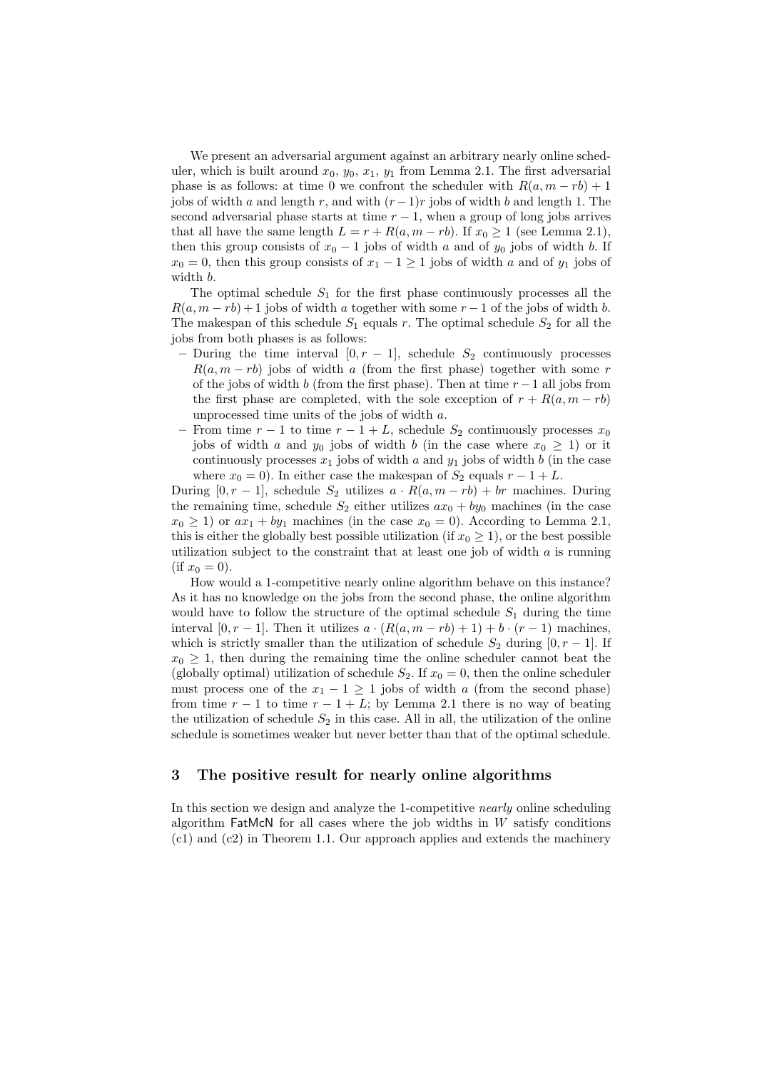We present an adversarial argument against an arbitrary nearly online scheduler, which is built around $x_0$, $y_0$, $x_1$, $y_1$ from Lemma 2.1. The first adversarial phase is as follows: at time 0 we confront the scheduler with $R(a, m - rb) + 1$ jobs of width $a$ and length $r$, and with $(r-1)r$ jobs of width $b$ and length 1. The second adversarial phase starts at time $r - 1$, when a group of long jobs arrives that all have the same length $L = r + R(a, m - rb)$. If $x_0 \geq 1$ (see Lemma 2.1), then this group consists of $x_0 - 1$ jobs of width $a$ and of $y_0$ jobs of width $b$. If $x_0 = 0$, then this group consists of $x_1 - 1 \geq 1$ jobs of width $a$ and of $y_1$ jobs of width $b$.

The optimal schedule $S_1$ for the first phase continuously processes all the $R(a, m - rb) + 1$ jobs of width $a$ together with some $r - 1$ of the jobs of width $b$. The makespan of this schedule $S_1$ equals $r$. The optimal schedule $S_2$ for all the jobs from both phases is as follows:

- During the time interval $[0, r - 1]$, schedule $S_2$ continuously processes $R(a, m - rb)$ jobs of width $a$ (from the first phase) together with some $r$ of the jobs of width $b$ (from the first phase). Then at time $r - 1$ all jobs from the first phase are completed, with the sole exception of $r + R(a, m - rb)$ unprocessed time units of the jobs of width $a$.
- From time $r - 1$ to time $r - 1 + L$, schedule $S_2$ continuously processes $x_0$ jobs of width $a$ and $y_0$ jobs of width $b$ (in the case where $x_0 \geq 1$) or it continuously processes $x_1$ jobs of width $a$ and $y_1$ jobs of width $b$ (in the case where $x_0 = 0$). In either case the makespan of $S_2$ equals $r - 1 + L$.

During $[0, r - 1]$, schedule $S_2$ utilizes $a \cdot R(a, m - rb) + br$ machines. During the remaining time, schedule $S_2$ either utilizes $ax_0 + by_0$ machines (in the case $x_0 \geq 1$) or $ax_1 + by_1$ machines (in the case $x_0 = 0$). According to Lemma 2.1, this is either the globally best possible utilization (if $x_0 \geq 1$), or the best possible utilization subject to the constraint that at least one job of width $a$ is running (if $x_0 = 0$).

How would a 1-competitive nearly online algorithm behave on this instance? As it has no knowledge on the jobs from the second phase, the online algorithm would have to follow the structure of the optimal schedule $S_1$ during the time interval $[0, r - 1]$. Then it utilizes $a \cdot (R(a, m - rb) + 1) + b \cdot (r - 1)$ machines, which is strictly smaller than the utilization of schedule $S_2$ during $[0, r - 1]$. If $x_0 \geq 1$, then during the remaining time the online scheduler cannot beat the (globally optimal) utilization of schedule $S_2$. If $x_0 = 0$, then the online scheduler must process one of the $x_1 - 1 \geq 1$ jobs of width $a$ (from the second phase) from time $r - 1$ to time $r - 1 + L$; by Lemma 2.1 there is no way of beating the utilization of schedule $S_2$ in this case. All in all, the utilization of the online schedule is sometimes weaker but never better than that of the optimal schedule.

## 3 The positive result for nearly online algorithms

In this section we design and analyze the 1-competitive *nearly* online scheduling algorithm FatMcN for all cases where the job widths in $W$ satisfy conditions (c1) and (c2) in Theorem 1.1. Our approach applies and extends the machinery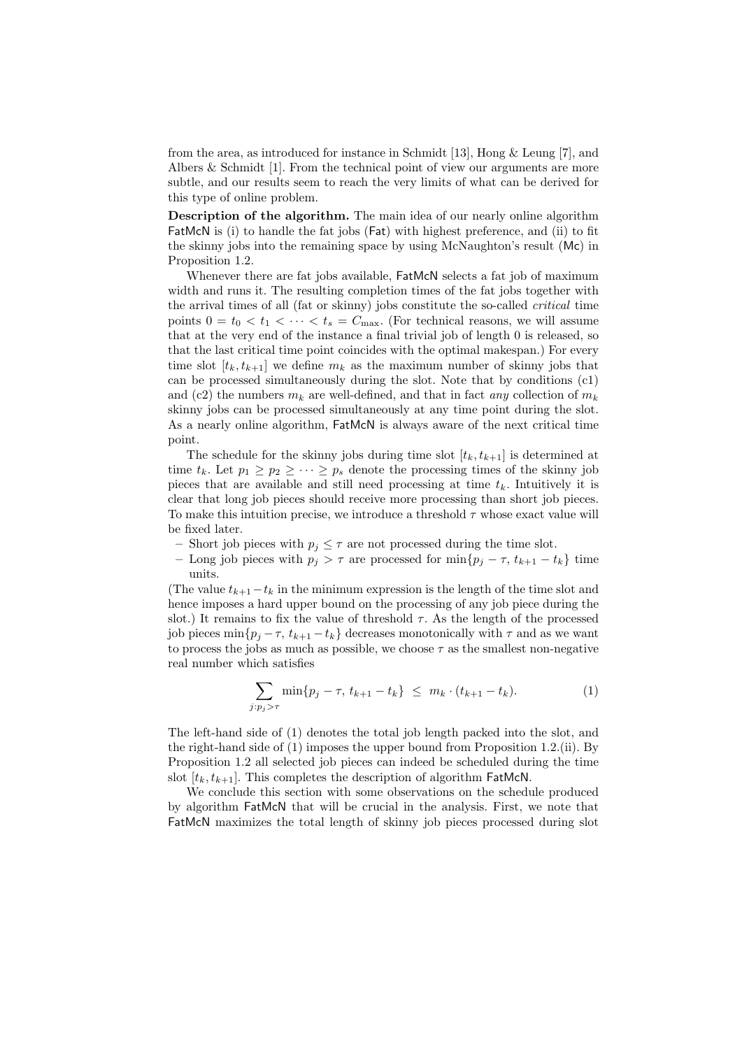from the area, as introduced for instance in Schmidt [13], Hong & Leung [7], and Albers & Schmidt [1]. From the technical point of view our arguments are more subtle, and our results seem to reach the very limits of what can be derived for this type of online problem.

**Description of the algorithm.** The main idea of our nearly online algorithm FatMcN is (i) to handle the fat jobs (Fat) with highest preference, and (ii) to fit the skinny jobs into the remaining space by using McNaughton's result (Mc) in Proposition 1.2.

Whenever there are fat jobs available, FatMcN selects a fat job of maximum width and runs it. The resulting completion times of the fat jobs together with the arrival times of all (fat or skinny) jobs constitute the so-called *critical* time points $0 = t_0 < t_1 < \cdots < t_s = C_{\max}$. (For technical reasons, we will assume that at the very end of the instance a final trivial job of length 0 is released, so that the last critical time point coincides with the optimal makespan.) For every time slot $[t_k, t_{k+1}]$ we define $m_k$ as the maximum number of skinny jobs that can be processed simultaneously during the slot. Note that by conditions (c1) and (c2) the numbers $m_k$ are well-defined, and that in fact *any* collection of $m_k$ skinny jobs can be processed simultaneously at any time point during the slot. As a nearly online algorithm, FatMcN is always aware of the next critical time point.

The schedule for the skinny jobs during time slot $[t_k, t_{k+1}]$ is determined at time $t_k$. Let $p_1 \geq p_2 \geq \cdots \geq p_s$ denote the processing times of the skinny job pieces that are available and still need processing at time $t_k$. Intuitively it is clear that long job pieces should receive more processing than short job pieces. To make this intuition precise, we introduce a threshold $\tau$ whose exact value will be fixed later.

- Short job pieces with $p_j \leq \tau$ are not processed during the time slot.
- Long job pieces with $p_j > \tau$ are processed for $\min\{p_j - \tau,\, t_{k+1} - t_k\}$ time units.

(The value $t_{k+1} - t_k$ in the minimum expression is the length of the time slot and hence imposes a hard upper bound on the processing of any job piece during the slot.) It remains to fix the value of threshold $\tau$. As the length of the processed job pieces $\min\{p_j - \tau,\, t_{k+1} - t_k\}$ decreases monotonically with $\tau$ and as we want to process the jobs as much as possible, we choose $\tau$ as the smallest non-negative real number which satisfies

$$\sum_{j: p_j > \tau} \min\{p_j - \tau,\, t_{k+1} - t_k\} \;\leq\; m_k \cdot (t_{k+1} - t_k). \tag{1}$$

The left-hand side of (1) denotes the total job length packed into the slot, and the right-hand side of (1) imposes the upper bound from Proposition 1.2.(ii). By Proposition 1.2 all selected job pieces can indeed be scheduled during the time slot $[t_k, t_{k+1}]$. This completes the description of algorithm FatMcN.

We conclude this section with some observations on the schedule produced by algorithm FatMcN that will be crucial in the analysis. First, we note that FatMcN maximizes the total length of skinny job pieces processed during slot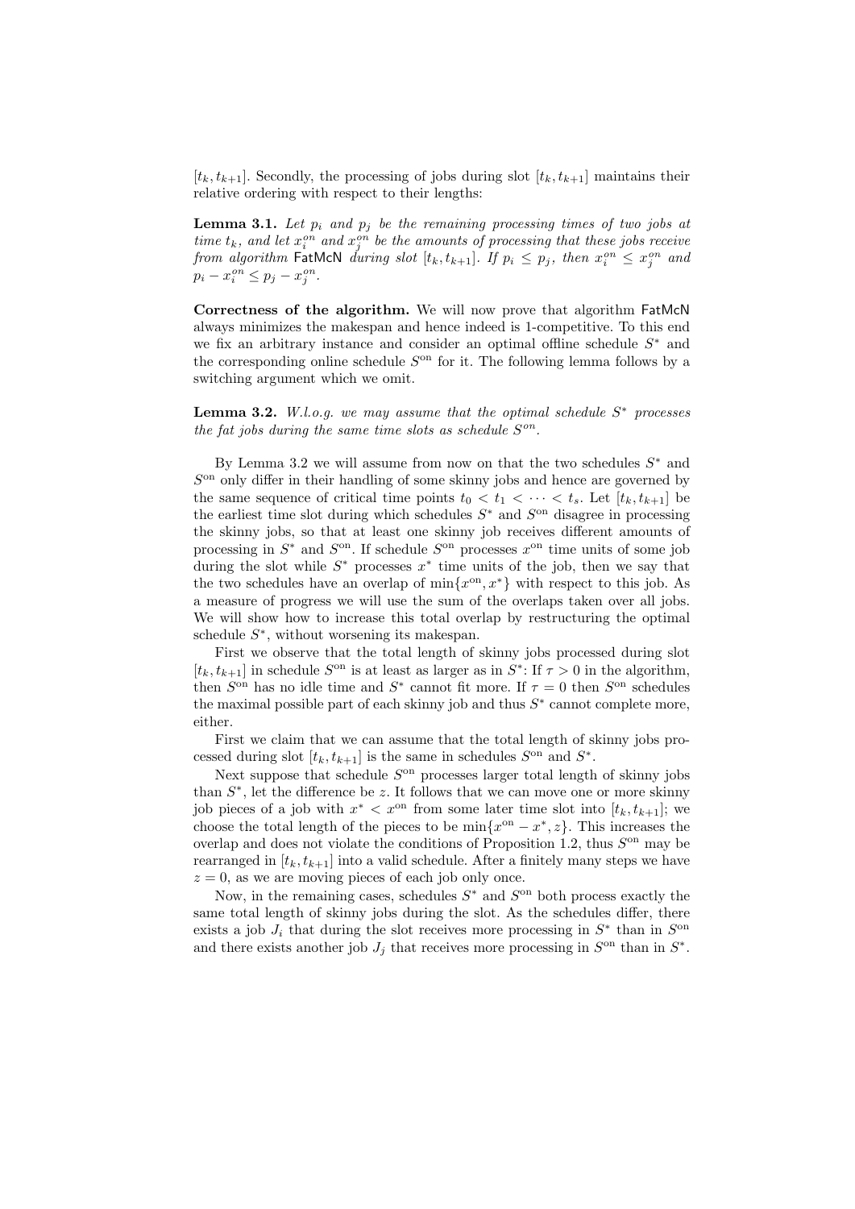$[t_k, t_{k+1}]$. Secondly, the processing of jobs during slot $[t_k, t_{k+1}]$ maintains their relative ordering with respect to their lengths:

**Lemma 3.1.** *Let $p_i$ and $p_j$ be the remaining processing times of two jobs at time $t_k$, and let $x_i^{on}$ and $x_j^{on}$ be the amounts of processing that these jobs receive from algorithm* FatMcN *during slot $[t_k, t_{k+1}]$. If $p_i \le p_j$, then $x_i^{on} \le x_j^{on}$ and $p_i - x_i^{on} \le p_j - x_j^{on}$.*

**Correctness of the algorithm.** We will now prove that algorithm FatMcN always minimizes the makespan and hence indeed is 1-competitive. To this end we fix an arbitrary instance and consider an optimal offline schedule $S^*$ and the corresponding online schedule $S^{\text{on}}$ for it. The following lemma follows by a switching argument which we omit.

**Lemma 3.2.** *W.l.o.g. we may assume that the optimal schedule $S^*$ processes the fat jobs during the same time slots as schedule $S^{on}$.*

By Lemma 3.2 we will assume from now on that the two schedules $S^*$ and $S^{\text{on}}$ only differ in their handling of some skinny jobs and hence are governed by the same sequence of critical time points $t_0 < t_1 < \cdots < t_s$. Let $[t_k, t_{k+1}]$ be the earliest time slot during which schedules $S^*$ and $S^{\text{on}}$ disagree in processing the skinny jobs, so that at least one skinny job receives different amounts of processing in $S^*$ and $S^{\text{on}}$. If schedule $S^{\text{on}}$ processes $x^{\text{on}}$ time units of some job during the slot while $S^*$ processes $x^*$ time units of the job, then we say that the two schedules have an overlap of $\min\{x^{\text{on}}, x^*\}$ with respect to this job. As a measure of progress we will use the sum of the overlaps taken over all jobs. We will show how to increase this total overlap by restructuring the optimal schedule $S^*$, without worsening its makespan.

First we observe that the total length of skinny jobs processed during slot $[t_k, t_{k+1}]$ in schedule $S^{\text{on}}$ is at least as larger as in $S^*$: If $\tau > 0$ in the algorithm, then $S^{\text{on}}$ has no idle time and $S^*$ cannot fit more. If $\tau = 0$ then $S^{\text{on}}$ schedules the maximal possible part of each skinny job and thus $S^*$ cannot complete more, either.

First we claim that we can assume that the total length of skinny jobs processed during slot $[t_k, t_{k+1}]$ is the same in schedules $S^{\text{on}}$ and $S^*$.

Next suppose that schedule $S^{\text{on}}$ processes larger total length of skinny jobs than $S^*$, let the difference be $z$. It follows that we can move one or more skinny job pieces of a job with $x^* < x^{\text{on}}$ from some later time slot into $[t_k, t_{k+1}]$; we choose the total length of the pieces to be $\min\{x^{\text{on}} - x^*, z\}$. This increases the overlap and does not violate the conditions of Proposition 1.2, thus $S^{\text{on}}$ may be rearranged in $[t_k, t_{k+1}]$ into a valid schedule. After a finitely many steps we have $z = 0$, as we are moving pieces of each job only once.

Now, in the remaining cases, schedules $S^*$ and $S^{\text{on}}$ both process exactly the same total length of skinny jobs during the slot. As the schedules differ, there exists a job $J_i$ that during the slot receives more processing in $S^*$ than in $S^{\text{on}}$ and there exists another job $J_j$ that receives more processing in $S^{\text{on}}$ than in $S^*$.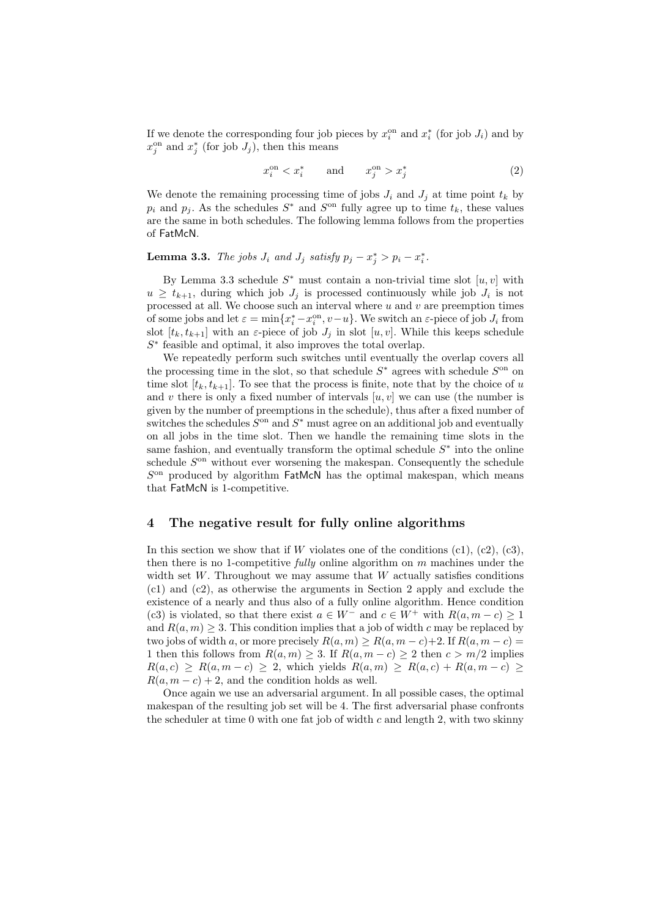If we denote the corresponding four job pieces by $x_i^{\text{on}}$ and $x_i^*$ (for job $J_i$) and by $x_j^{\text{on}}$ and $x_j^*$ (for job $J_j$), then this means

$$x_i^{\text{on}} < x_i^* \qquad \text{and} \qquad x_j^{\text{on}} > x_j^* \tag{2}$$

We denote the remaining processing time of jobs $J_i$ and $J_j$ at time point $t_k$ by $p_i$ and $p_j$. As the schedules $S^*$ and $S^{\text{on}}$ fully agree up to time $t_k$, these values are the same in both schedules. The following lemma follows from the properties of FatMcN.

**Lemma 3.3.** *The jobs $J_i$ and $J_j$ satisfy $p_j - x_j^* > p_i - x_i^*$.*

By Lemma 3.3 schedule $S^*$ must contain a non-trivial time slot $[u, v]$ with $u \geq t_{k+1}$, during which job $J_j$ is processed continuously while job $J_i$ is not processed at all. We choose such an interval where $u$ and $v$ are preemption times of some jobs and let $\varepsilon = \min\{x_i^* - x_i^{\text{on}}, v - u\}$. We switch an $\varepsilon$-piece of job $J_i$ from slot $[t_k, t_{k+1}]$ with an $\varepsilon$-piece of job $J_j$ in slot $[u, v]$. While this keeps schedule $S^*$ feasible and optimal, it also improves the total overlap.

We repeatedly perform such switches until eventually the overlap covers all the processing time in the slot, so that schedule $S^*$ agrees with schedule $S^{\text{on}}$ on time slot $[t_k, t_{k+1}]$. To see that the process is finite, note that by the choice of $u$ and $v$ there is only a fixed number of intervals $[u, v]$ we can use (the number is given by the number of preemptions in the schedule), thus after a fixed number of switches the schedules $S^{\text{on}}$ and $S^*$ must agree on an additional job and eventually on all jobs in the time slot. Then we handle the remaining time slots in the same fashion, and eventually transform the optimal schedule $S^*$ into the online schedule $S^{\text{on}}$ without ever worsening the makespan. Consequently the schedule $S^{\text{on}}$ produced by algorithm FatMcN has the optimal makespan, which means that FatMcN is 1-competitive.

## 4 The negative result for fully online algorithms

In this section we show that if $W$ violates one of the conditions (c1), (c2), (c3), then there is no 1-competitive *fully* online algorithm on $m$ machines under the width set $W$. Throughout we may assume that $W$ actually satisfies conditions (c1) and (c2), as otherwise the arguments in Section 2 apply and exclude the existence of a nearly and thus also of a fully online algorithm. Hence condition (c3) is violated, so that there exist $a \in W^-$ and $c \in W^+$ with $R(a, m-c) \geq 1$ and $R(a, m) \geq 3$. This condition implies that a job of width $c$ may be replaced by two jobs of width $a$, or more precisely $R(a, m) \geq R(a, m-c)+2$. If $R(a, m-c) = 1$ then this follows from $R(a, m) \geq 3$. If $R(a, m-c) \geq 2$ then $c > m/2$ implies $R(a, c) \geq R(a, m-c) \geq 2$, which yields $R(a, m) \geq R(a, c) + R(a, m-c) \geq R(a, m-c) + 2$, and the condition holds as well.

Once again we use an adversarial argument. In all possible cases, the optimal makespan of the resulting job set will be 4. The first adversarial phase confronts the scheduler at time 0 with one fat job of width $c$ and length 2, with two skinny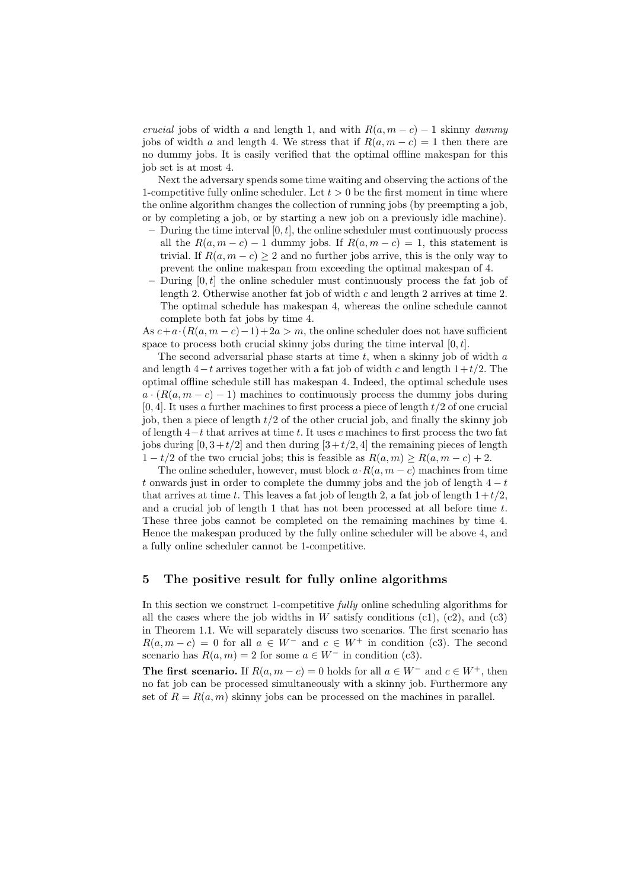*crucial* jobs of width $a$ and length 1, and with $R(a, m-c) - 1$ skinny *dummy* jobs of width $a$ and length 4. We stress that if $R(a, m-c) = 1$ then there are no dummy jobs. It is easily verified that the optimal offline makespan for this job set is at most 4.

Next the adversary spends some time waiting and observing the actions of the 1-competitive fully online scheduler. Let $t > 0$ be the first moment in time where the online algorithm changes the collection of running jobs (by preempting a job, or by completing a job, or by starting a new job on a previously idle machine).

- During the time interval $[0, t]$, the online scheduler must continuously process all the $R(a, m-c) - 1$ dummy jobs. If $R(a, m-c) = 1$, this statement is trivial. If $R(a, m-c) \geq 2$ and no further jobs arrive, this is the only way to prevent the online makespan from exceeding the optimal makespan of 4.
- During $[0, t]$ the online scheduler must continuously process the fat job of length 2. Otherwise another fat job of width $c$ and length 2 arrives at time 2. The optimal schedule has makespan 4, whereas the online schedule cannot complete both fat jobs by time 4.

As $c + a \cdot (R(a, m-c) - 1) + 2a > m$, the online scheduler does not have sufficient space to process both crucial skinny jobs during the time interval $[0, t]$.

The second adversarial phase starts at time $t$, when a skinny job of width $a$ and length $4-t$ arrives together with a fat job of width $c$ and length $1+t/2$. The optimal offline schedule still has makespan 4. Indeed, the optimal schedule uses $a \cdot (R(a, m-c) - 1)$ machines to continuously process the dummy jobs during $[0, 4]$. It uses $a$ further machines to first process a piece of length $t/2$ of one crucial job, then a piece of length $t/2$ of the other crucial job, and finally the skinny job of length $4-t$ that arrives at time $t$. It uses $c$ machines to first process the two fat jobs during $[0, 3+t/2]$ and then during $[3+t/2, 4]$ the remaining pieces of length $1 - t/2$ of the two crucial jobs; this is feasible as $R(a, m) \geq R(a, m-c) + 2$.

The online scheduler, however, must block $a \cdot R(a, m-c)$ machines from time $t$ onwards just in order to complete the dummy jobs and the job of length $4-t$ that arrives at time $t$. This leaves a fat job of length 2, a fat job of length $1+t/2$, and a crucial job of length 1 that has not been processed at all before time $t$. These three jobs cannot be completed on the remaining machines by time 4. Hence the makespan produced by the fully online scheduler will be above 4, and a fully online scheduler cannot be 1-competitive.

## 5 The positive result for fully online algorithms

In this section we construct 1-competitive *fully* online scheduling algorithms for all the cases where the job widths in $W$ satisfy conditions (c1), (c2), and (c3) in Theorem 1.1. We will separately discuss two scenarios. The first scenario has $R(a, m-c) = 0$ for all $a \in W^-$ and $c \in W^+$ in condition (c3). The second scenario has $R(a, m) = 2$ for some $a \in W^-$ in condition (c3).

**The first scenario.** If $R(a, m-c) = 0$ holds for all $a \in W^-$ and $c \in W^+$, then no fat job can be processed simultaneously with a skinny job. Furthermore any set of $R = R(a, m)$ skinny jobs can be processed on the machines in parallel.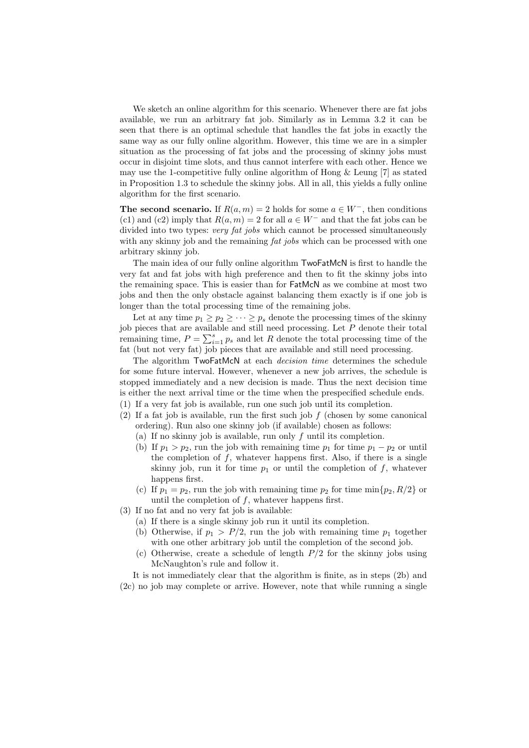We sketch an online algorithm for this scenario. Whenever there are fat jobs available, we run an arbitrary fat job. Similarly as in Lemma 3.2 it can be seen that there is an optimal schedule that handles the fat jobs in exactly the same way as our fully online algorithm. However, this time we are in a simpler situation as the processing of fat jobs and the processing of skinny jobs must occur in disjoint time slots, and thus cannot interfere with each other. Hence we may use the 1-competitive fully online algorithm of Hong & Leung [7] as stated in Proposition 1.3 to schedule the skinny jobs. All in all, this yields a fully online algorithm for the first scenario.

**The second scenario.** If $R(a, m) = 2$ holds for some $a \in W^-$, then conditions (c1) and (c2) imply that $R(a, m) = 2$ for all $a \in W^-$ and that the fat jobs can be divided into two types: *very fat jobs* which cannot be processed simultaneously with any skinny job and the remaining *fat jobs* which can be processed with one arbitrary skinny job.

The main idea of our fully online algorithm TwoFatMcN is first to handle the very fat and fat jobs with high preference and then to fit the skinny jobs into the remaining space. This is easier than for FatMcN as we combine at most two jobs and then the only obstacle against balancing them exactly is if one job is longer than the total processing time of the remaining jobs.

Let at any time $p_1 \geq p_2 \geq \cdots \geq p_s$ denote the processing times of the skinny job pieces that are available and still need processing. Let $P$ denote their total remaining time, $P = \sum_{i=1}^{s} p_s$ and let $R$ denote the total processing time of the fat (but not very fat) job pieces that are available and still need processing.

The algorithm TwoFatMcN at each *decision time* determines the schedule for some future interval. However, whenever a new job arrives, the schedule is stopped immediately and a new decision is made. Thus the next decision time is either the next arrival time or the time when the prespecified schedule ends.

(1) If a very fat job is available, run one such job until its completion.
(2) If a fat job is available, run the first such job $f$ (chosen by some canonical ordering). Run also one skinny job (if available) chosen as follows:
   (a) If no skinny job is available, run only $f$ until its completion.
   (b) If $p_1 > p_2$, run the job with remaining time $p_1$ for time $p_1 - p_2$ or until the completion of $f$, whatever happens first. Also, if there is a single skinny job, run it for time $p_1$ or until the completion of $f$, whatever happens first.
   (c) If $p_1 = p_2$, run the job with remaining time $p_2$ for time $\min\{p_2, R/2\}$ or until the completion of $f$, whatever happens first.
(3) If no fat and no very fat job is available:
   (a) If there is a single skinny job run it until its completion.
   (b) Otherwise, if $p_1 > P/2$, run the job with remaining time $p_1$ together with one other arbitrary job until the completion of the second job.
   (c) Otherwise, create a schedule of length $P/2$ for the skinny jobs using McNaughton's rule and follow it.

It is not immediately clear that the algorithm is finite, as in steps (2b) and (2c) no job may complete or arrive. However, note that while running a single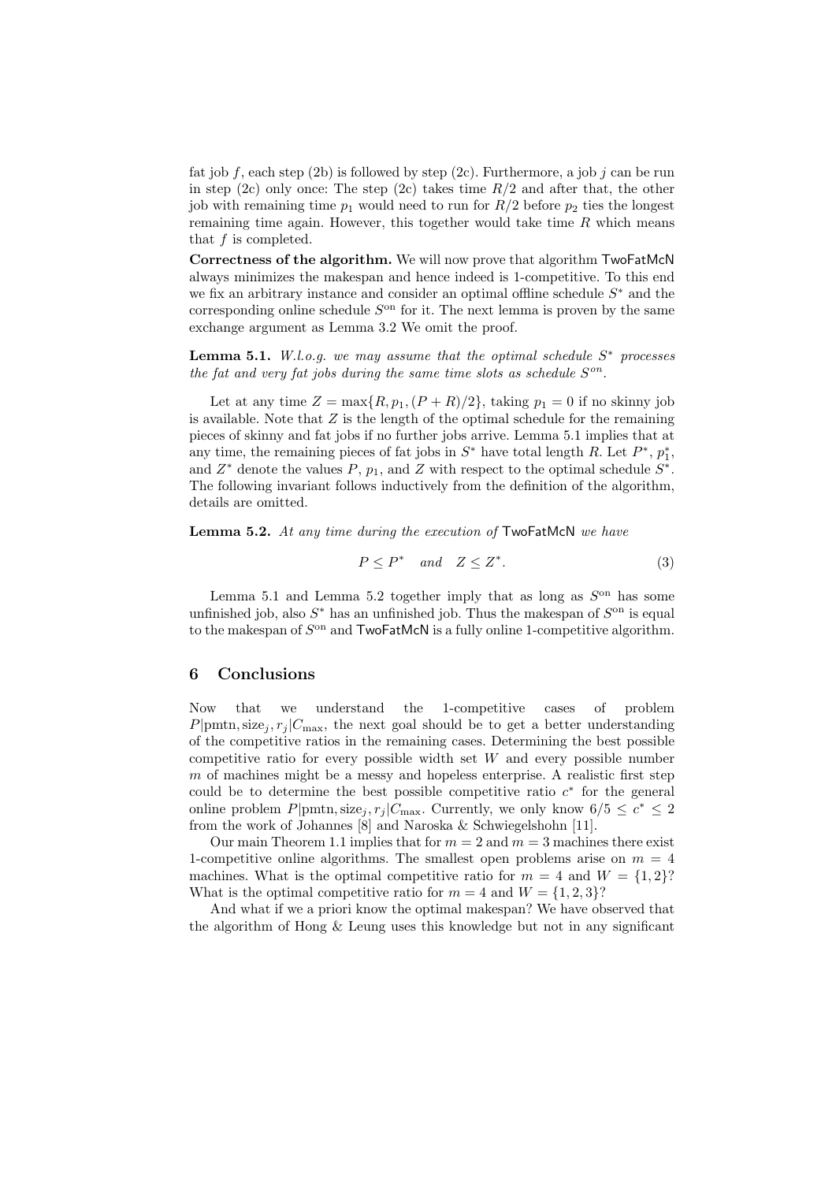fat job $f$, each step (2b) is followed by step (2c). Furthermore, a job $j$ can be run in step (2c) only once: The step (2c) takes time $R/2$ and after that, the other job with remaining time $p_1$ would need to run for $R/2$ before $p_2$ ties the longest remaining time again. However, this together would take time $R$ which means that $f$ is completed.

**Correctness of the algorithm.** We will now prove that algorithm TwoFatMcN always minimizes the makespan and hence indeed is 1-competitive. To this end we fix an arbitrary instance and consider an optimal offline schedule $S^*$ and the corresponding online schedule $S^{\text{on}}$ for it. The next lemma is proven by the same exchange argument as Lemma 3.2 We omit the proof.

**Lemma 5.1.** *W.l.o.g. we may assume that the optimal schedule $S^*$ processes the fat and very fat jobs during the same time slots as schedule $S^{on}$.*

Let at any time $Z = \max\{R, p_1, (P + R)/2\}$, taking $p_1 = 0$ if no skinny job is available. Note that $Z$ is the length of the optimal schedule for the remaining pieces of skinny and fat jobs if no further jobs arrive. Lemma 5.1 implies that at any time, the remaining pieces of fat jobs in $S^*$ have total length $R$. Let $P^*$, $p_1^*$, and $Z^*$ denote the values $P$, $p_1$, and $Z$ with respect to the optimal schedule $S^*$. The following invariant follows inductively from the definition of the algorithm, details are omitted.

**Lemma 5.2.** *At any time during the execution of* TwoFatMcN *we have*

$$P \leq P^* \quad \text{and} \quad Z \leq Z^*. \tag{3}$$

Lemma 5.1 and Lemma 5.2 together imply that as long as $S^{\text{on}}$ has some unfinished job, also $S^*$ has an unfinished job. Thus the makespan of $S^{\text{on}}$ is equal to the makespan of $S^{\text{on}}$ and TwoFatMcN is a fully online 1-competitive algorithm.

## 6 Conclusions

Now that we understand the 1-competitive cases of problem $P|\text{pmtn}, \text{size}_j, r_j|C_{\max}$, the next goal should be to get a better understanding of the competitive ratios in the remaining cases. Determining the best possible competitive ratio for every possible width set $W$ and every possible number $m$ of machines might be a messy and hopeless enterprise. A realistic first step could be to determine the best possible competitive ratio $c^*$ for the general online problem $P|\text{pmtn}, \text{size}_j, r_j|C_{\max}$. Currently, we only know $6/5 \leq c^* \leq 2$ from the work of Johannes [8] and Naroska & Schwiegelshohn [11].

Our main Theorem 1.1 implies that for $m = 2$ and $m = 3$ machines there exist 1-competitive online algorithms. The smallest open problems arise on $m = 4$ machines. What is the optimal competitive ratio for $m = 4$ and $W = \{1, 2\}$? What is the optimal competitive ratio for $m = 4$ and $W = \{1, 2, 3\}$?

And what if we a priori know the optimal makespan? We have observed that the algorithm of Hong & Leung uses this knowledge but not in any significant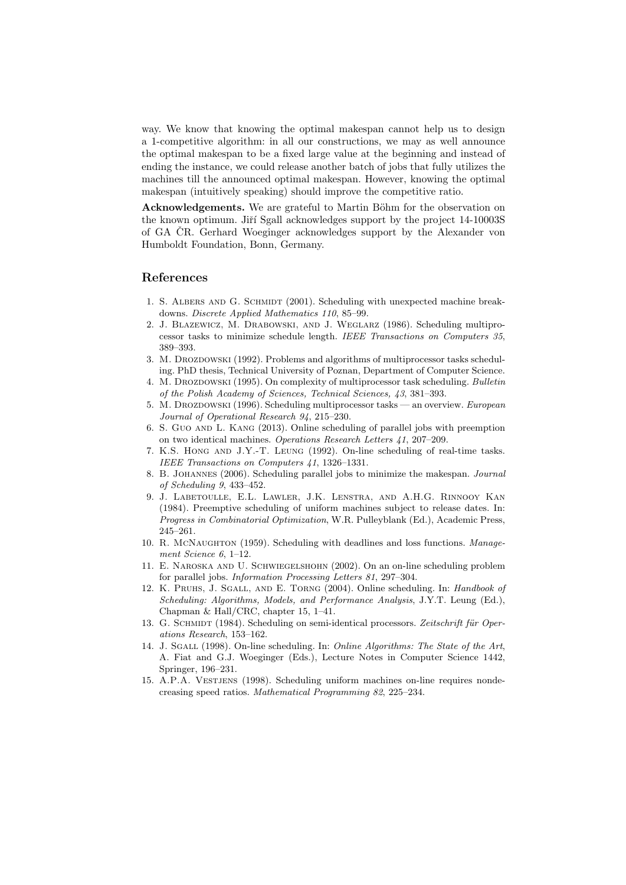way. We know that knowing the optimal makespan cannot help us to design a 1-competitive algorithm: in all our constructions, we may as well announce the optimal makespan to be a fixed large value at the beginning and instead of ending the instance, we could release another batch of jobs that fully utilizes the machines till the announced optimal makespan. However, knowing the optimal makespan (intuitively speaking) should improve the competitive ratio.

**Acknowledgements.** We are grateful to Martin Böhm for the observation on the known optimum. Jiří Sgall acknowledges support by the project 14-10003S of GA ČR. Gerhard Woeginger acknowledges support by the Alexander von Humboldt Foundation, Bonn, Germany.

## References

1. S. Albers and G. Schmidt (2001). Scheduling with unexpected machine breakdowns. *Discrete Applied Mathematics 110*, 85–99.
2. J. Blazewicz, M. Drabowski, and J. Weglarz (1986). Scheduling multiprocessor tasks to minimize schedule length. *IEEE Transactions on Computers 35*, 389–393.
3. M. Drozdowski (1992). Problems and algorithms of multiprocessor tasks scheduling. PhD thesis, Technical University of Poznan, Department of Computer Science.
4. M. Drozdowski (1995). On complexity of multiprocessor task scheduling. *Bulletin of the Polish Academy of Sciences, Technical Sciences, 43*, 381–393.
5. M. Drozdowski (1996). Scheduling multiprocessor tasks — an overview. *European Journal of Operational Research 94*, 215–230.
6. S. Guo and L. Kang (2013). Online scheduling of parallel jobs with preemption on two identical machines. *Operations Research Letters 41*, 207–209.
7. K.S. Hong and J.Y.-T. Leung (1992). On-line scheduling of real-time tasks. *IEEE Transactions on Computers 41*, 1326–1331.
8. B. Johannes (2006). Scheduling parallel jobs to minimize the makespan. *Journal of Scheduling 9*, 433–452.
9. J. Labetoulle, E.L. Lawler, J.K. Lenstra, and A.H.G. Rinnooy Kan (1984). Preemptive scheduling of uniform machines subject to release dates. In: *Progress in Combinatorial Optimization*, W.R. Pulleyblank (Ed.), Academic Press, 245–261.
10. R. McNaughton (1959). Scheduling with deadlines and loss functions. *Management Science 6*, 1–12.
11. E. Naroska and U. Schwiegelshohn (2002). On an on-line scheduling problem for parallel jobs. *Information Processing Letters 81*, 297–304.
12. K. Pruhs, J. Sgall, and E. Torng (2004). Online scheduling. In: *Handbook of Scheduling: Algorithms, Models, and Performance Analysis*, J.Y.T. Leung (Ed.), Chapman & Hall/CRC, chapter 15, 1–41.
13. G. Schmidt (1984). Scheduling on semi-identical processors. *Zeitschrift für Operations Research*, 153–162.
14. J. Sgall (1998). On-line scheduling. In: *Online Algorithms: The State of the Art*, A. Fiat and G.J. Woeginger (Eds.), Lecture Notes in Computer Science 1442, Springer, 196–231.
15. A.P.A. Vestjens (1998). Scheduling uniform machines on-line requires nondecreasing speed ratios. *Mathematical Programming 82*, 225–234.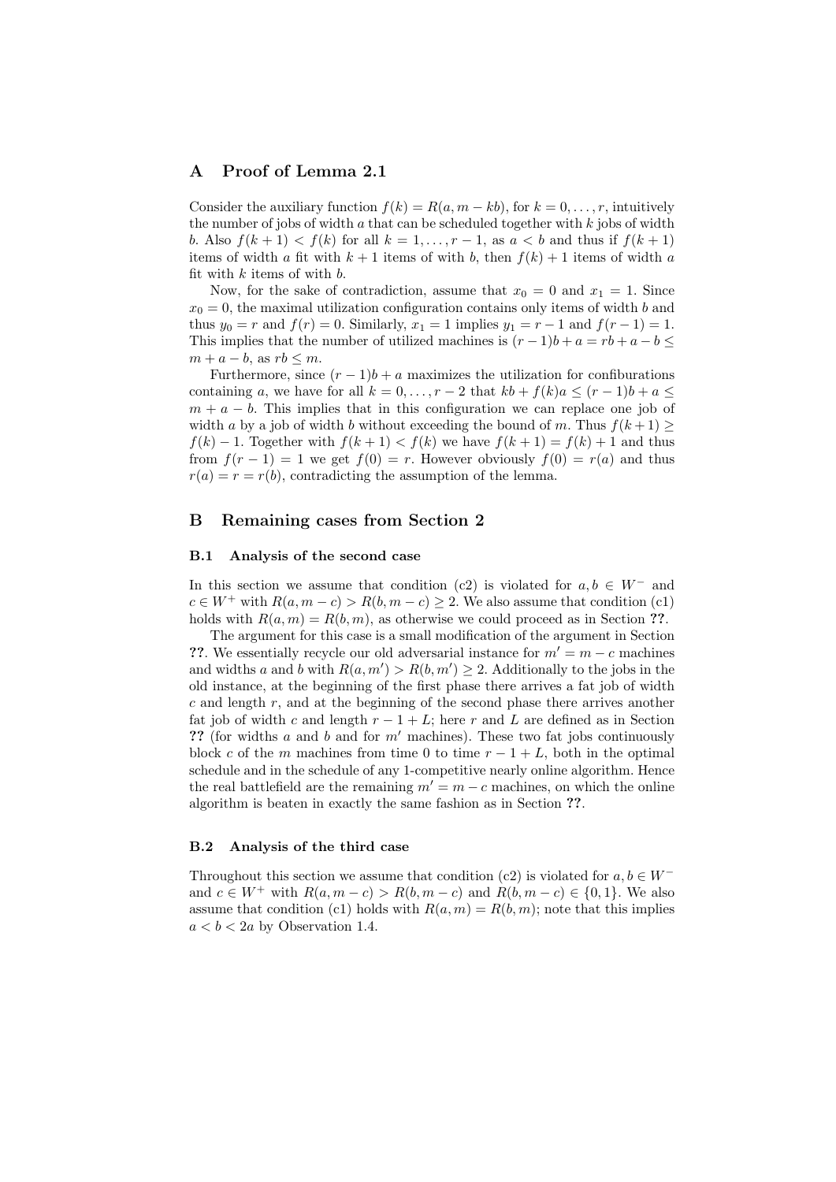## A Proof of Lemma 2.1

Consider the auxiliary function $f(k) = R(a, m - kb)$, for $k = 0, \ldots, r$, intuitively the number of jobs of width $a$ that can be scheduled together with $k$ jobs of width $b$. Also $f(k+1) < f(k)$ for all $k = 1, \ldots, r-1$, as $a < b$ and thus if $f(k+1)$ items of width $a$ fit with $k+1$ items of with $b$, then $f(k)+1$ items of width $a$ fit with $k$ items of with $b$.

Now, for the sake of contradiction, assume that $x_0 = 0$ and $x_1 = 1$. Since $x_0 = 0$, the maximal utilization configuration contains only items of width $b$ and thus $y_0 = r$ and $f(r) = 0$. Similarly, $x_1 = 1$ implies $y_1 = r - 1$ and $f(r-1) = 1$. This implies that the number of utilized machines is $(r-1)b + a = rb + a - b \leq m + a - b$, as $rb \leq m$.

Furthermore, since $(r-1)b + a$ maximizes the utilization for confiburations containing $a$, we have for all $k = 0, \ldots, r-2$ that $kb + f(k)a \leq (r-1)b + a \leq m + a - b$. This implies that in this configuration we can replace one job of width $a$ by a job of width $b$ without exceeding the bound of $m$. Thus $f(k+1) \geq f(k) - 1$. Together with $f(k+1) < f(k)$ we have $f(k+1) = f(k) + 1$ and thus from $f(r-1) = 1$ we get $f(0) = r$. However obviously $f(0) = r(a)$ and thus $r(a) = r = r(b)$, contradicting the assumption of the lemma.

## B Remaining cases from Section 2

### B.1 Analysis of the second case

In this section we assume that condition (c2) is violated for $a, b \in W^-$ and $c \in W^+$ with $R(a, m-c) > R(b, m-c) \geq 2$. We also assume that condition (c1) holds with $R(a, m) = R(b, m)$, as otherwise we could proceed as in Section **??**.

The argument for this case is a small modification of the argument in Section **??**. We essentially recycle our old adversarial instance for $m' = m - c$ machines and widths $a$ and $b$ with $R(a, m') > R(b, m') \geq 2$. Additionally to the jobs in the old instance, at the beginning of the first phase there arrives a fat job of width $c$ and length $r$, and at the beginning of the second phase there arrives another fat job of width $c$ and length $r - 1 + L$; here $r$ and $L$ are defined as in Section **??** (for widths $a$ and $b$ and for $m'$ machines). These two fat jobs continuously block $c$ of the $m$ machines from time 0 to time $r - 1 + L$, both in the optimal schedule and in the schedule of any 1-competitive nearly online algorithm. Hence the real battlefield are the remaining $m' = m - c$ machines, on which the online algorithm is beaten in exactly the same fashion as in Section **??**.

### B.2 Analysis of the third case

Throughout this section we assume that condition (c2) is violated for $a, b \in W^-$ and $c \in W^+$ with $R(a, m-c) > R(b, m-c)$ and $R(b, m-c) \in \{0, 1\}$. We also assume that condition (c1) holds with $R(a, m) = R(b, m)$; note that this implies $a < b < 2a$ by Observation 1.4.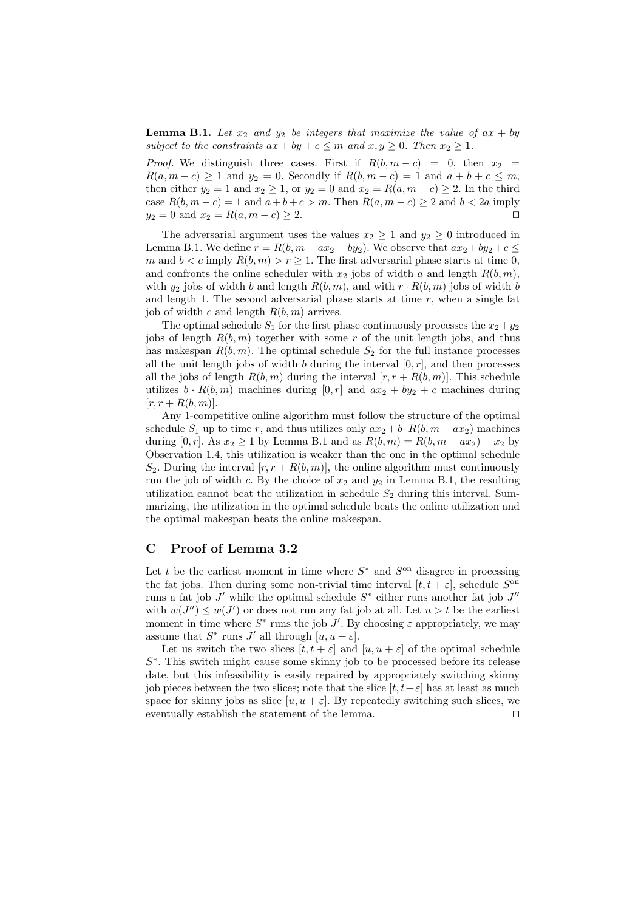**Lemma B.1.** *Let $x_2$ and $y_2$ be integers that maximize the value of $ax + by$ subject to the constraints $ax + by + c \leq m$ and $x, y \geq 0$. Then $x_2 \geq 1$.*

*Proof.* We distinguish three cases. First if $R(b, m - c) = 0$, then $x_2 = R(a, m - c) \geq 1$ and $y_2 = 0$. Secondly if $R(b, m - c) = 1$ and $a + b + c \leq m$, then either $y_2 = 1$ and $x_2 \geq 1$, or $y_2 = 0$ and $x_2 = R(a, m - c) \geq 2$. In the third case $R(b, m - c) = 1$ and $a + b + c > m$. Then $R(a, m - c) \geq 2$ and $b < 2a$ imply $y_2 = 0$ and $x_2 = R(a, m - c) \geq 2$. ⊓⊔

The adversarial argument uses the values $x_2 \geq 1$ and $y_2 \geq 0$ introduced in Lemma B.1. We define $r = R(b, m - ax_2 - by_2)$. We observe that $ax_2 + by_2 + c \leq m$ and $b < c$ imply $R(b, m) > r \geq 1$. The first adversarial phase starts at time 0, and confronts the online scheduler with $x_2$ jobs of width $a$ and length $R(b, m)$, with $y_2$ jobs of width $b$ and length $R(b, m)$, and with $r \cdot R(b, m)$ jobs of width $b$ and length 1. The second adversarial phase starts at time $r$, when a single fat job of width $c$ and length $R(b, m)$ arrives.

The optimal schedule $S_1$ for the first phase continuously processes the $x_2 + y_2$ jobs of length $R(b, m)$ together with some $r$ of the unit length jobs, and thus has makespan $R(b, m)$. The optimal schedule $S_2$ for the full instance processes all the unit length jobs of width $b$ during the interval $[0, r]$, and then processes all the jobs of length $R(b, m)$ during the interval $[r, r + R(b, m)]$. This schedule utilizes $b \cdot R(b, m)$ machines during $[0, r]$ and $ax_2 + by_2 + c$ machines during $[r, r + R(b, m)]$.

Any 1-competitive online algorithm must follow the structure of the optimal schedule $S_1$ up to time $r$, and thus utilizes only $ax_2 + b \cdot R(b, m - ax_2)$ machines during $[0, r]$. As $x_2 \geq 1$ by Lemma B.1 and as $R(b, m) = R(b, m - ax_2) + x_2$ by Observation 1.4, this utilization is weaker than the one in the optimal schedule $S_2$. During the interval $[r, r + R(b, m)]$, the online algorithm must continuously run the job of width $c$. By the choice of $x_2$ and $y_2$ in Lemma B.1, the resulting utilization cannot beat the utilization in schedule $S_2$ during this interval. Summarizing, the utilization in the optimal schedule beats the online utilization and the optimal makespan beats the online makespan.

## C Proof of Lemma 3.2

Let $t$ be the earliest moment in time where $S^*$ and $S^{\text{on}}$ disagree in processing the fat jobs. Then during some non-trivial time interval $[t, t + \varepsilon]$, schedule $S^{\text{on}}$ runs a fat job $J'$ while the optimal schedule $S^*$ either runs another fat job $J''$ with $w(J'') \leq w(J')$ or does not run any fat job at all. Let $u > t$ be the earliest moment in time where $S^*$ runs the job $J'$. By choosing $\varepsilon$ appropriately, we may assume that $S^*$ runs $J'$ all through $[u, u + \varepsilon]$.

Let us switch the two slices $[t, t + \varepsilon]$ and $[u, u + \varepsilon]$ of the optimal schedule $S^*$. This switch might cause some skinny job to be processed before its release date, but this infeasibility is easily repaired by appropriately switching skinny job pieces between the two slices; note that the slice $[t, t + \varepsilon]$ has at least as much space for skinny jobs as slice $[u, u + \varepsilon]$. By repeatedly switching such slices, we eventually establish the statement of the lemma. ⊓⊔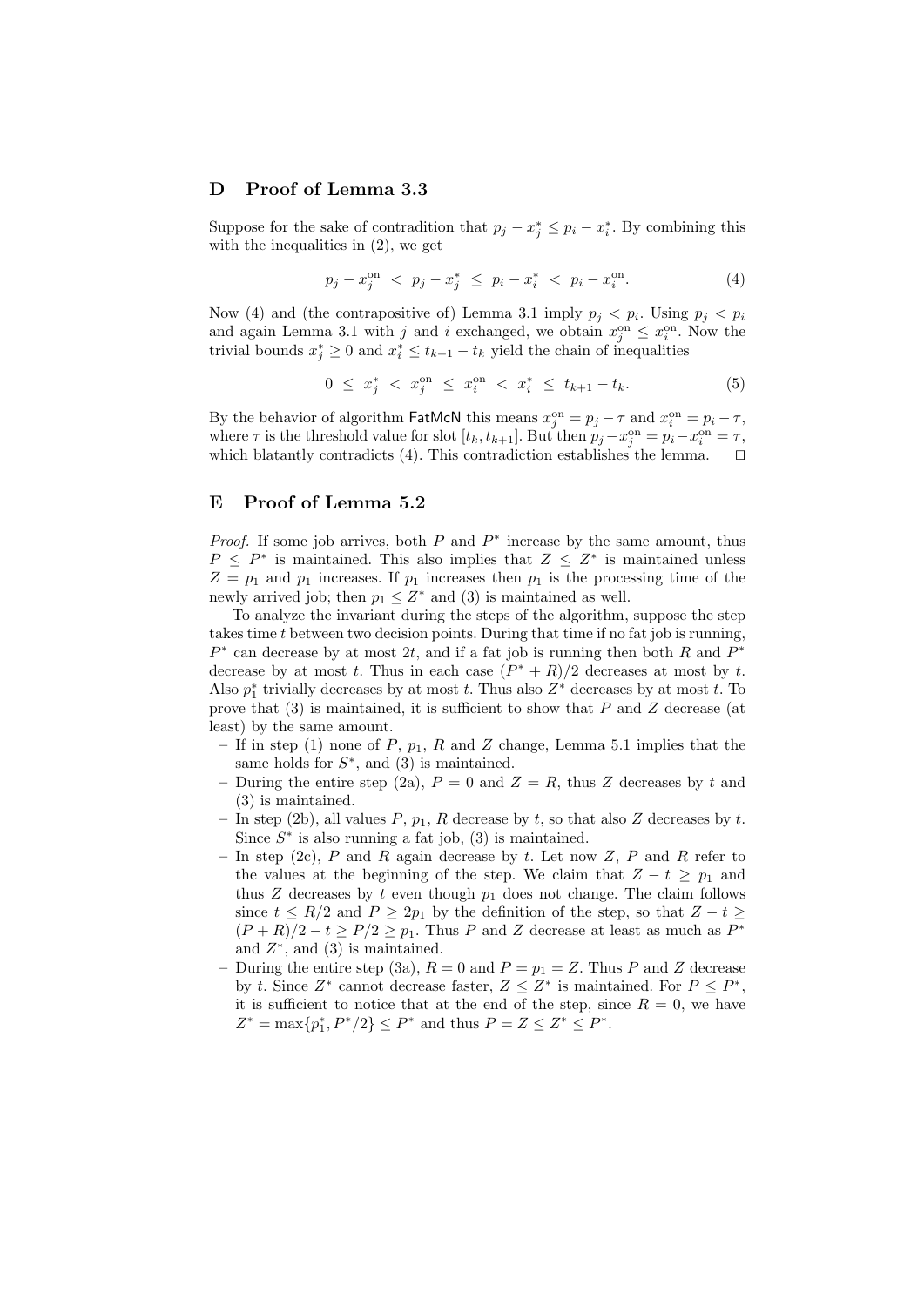## D Proof of Lemma 3.3

Suppose for the sake of contradition that $p_j - x_j^* \le p_i - x_i^*$. By combining this with the inequalities in (2), we get

$$p_j - x_j^{\text{on}} \;<\; p_j - x_j^* \;\le\; p_i - x_i^* \;<\; p_i - x_i^{\text{on}}. \tag{4}$$

Now (4) and (the contrapositive of) Lemma 3.1 imply $p_j < p_i$. Using $p_j < p_i$ and again Lemma 3.1 with $j$ and $i$ exchanged, we obtain $x_j^{\text{on}} \le x_i^{\text{on}}$. Now the trivial bounds $x_j^* \ge 0$ and $x_i^* \le t_{k+1} - t_k$ yield the chain of inequalities

$$0 \;\le\; x_j^* \;<\; x_j^{\text{on}} \;\le\; x_i^{\text{on}} \;<\; x_i^* \;\le\; t_{k+1} - t_k. \tag{5}$$

By the behavior of algorithm FatMcN this means $x_j^{\text{on}} = p_j - \tau$ and $x_i^{\text{on}} = p_i - \tau$, where $\tau$ is the threshold value for slot $[t_k, t_{k+1}]$. But then $p_j - x_j^{\text{on}} = p_i - x_i^{\text{on}} = \tau$, which blatantly contradicts (4). This contradiction establishes the lemma. ◻

## E Proof of Lemma 5.2

*Proof.* If some job arrives, both $P$ and $P^*$ increase by the same amount, thus $P \le P^*$ is maintained. This also implies that $Z \le Z^*$ is maintained unless $Z = p_1$ and $p_1$ increases. If $p_1$ increases then $p_1$ is the processing time of the newly arrived job; then $p_1 \le Z^*$ and (3) is maintained as well.

To analyze the invariant during the steps of the algorithm, suppose the step takes time $t$ between two decision points. During that time if no fat job is running, $P^*$ can decrease by at most $2t$, and if a fat job is running then both $R$ and $P^*$ decrease by at most $t$. Thus in each case $(P^* + R)/2$ decreases at most by $t$. Also $p_1^*$ trivially decreases by at most $t$. Thus also $Z^*$ decreases by at most $t$. To prove that (3) is maintained, it is sufficient to show that $P$ and $Z$ decrease (at least) by the same amount.

- If in step (1) none of $P$, $p_1$, $R$ and $Z$ change, Lemma 5.1 implies that the same holds for $S^*$, and (3) is maintained.
- During the entire step (2a), $P = 0$ and $Z = R$, thus $Z$ decreases by $t$ and (3) is maintained.
- In step (2b), all values $P$, $p_1$, $R$ decrease by $t$, so that also $Z$ decreases by $t$. Since $S^*$ is also running a fat job, (3) is maintained.
- In step (2c), $P$ and $R$ again decrease by $t$. Let now $Z$, $P$ and $R$ refer to the values at the beginning of the step. We claim that $Z - t \ge p_1$ and thus $Z$ decreases by $t$ even though $p_1$ does not change. The claim follows since $t \le R/2$ and $P \ge 2p_1$ by the definition of the step, so that $Z - t \ge (P + R)/2 - t \ge P/2 \ge p_1$. Thus $P$ and $Z$ decrease at least as much as $P^*$ and $Z^*$, and (3) is maintained.
- During the entire step (3a), $R = 0$ and $P = p_1 = Z$. Thus $P$ and $Z$ decrease by $t$. Since $Z^*$ cannot decrease faster, $Z \le Z^*$ is maintained. For $P \le P^*$, it is sufficient to notice that at the end of the step, since $R = 0$, we have $Z^* = \max\{p_1^*, P^*/2\} \le P^*$ and thus $P = Z \le Z^* \le P^*$.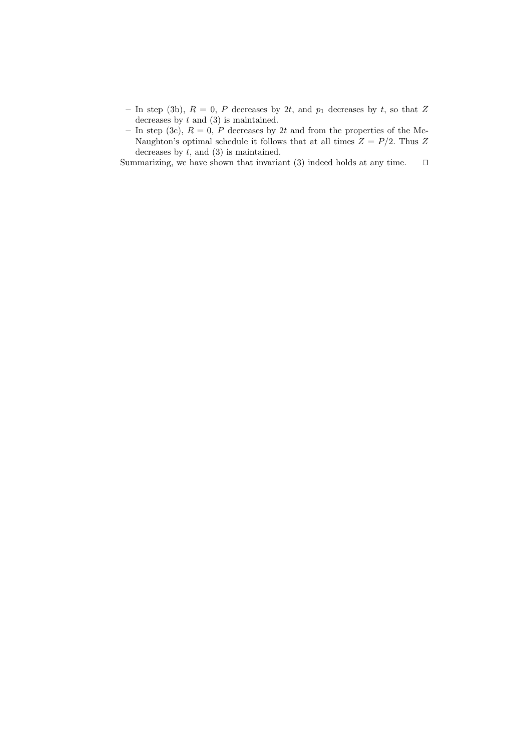- In step (3b), $R = 0$, $P$ decreases by $2t$, and $p_1$ decreases by $t$, so that $Z$ decreases by $t$ and (3) is maintained.
- In step (3c), $R = 0$, $P$ decreases by $2t$ and from the properties of the McNaughton's optimal schedule it follows that at all times $Z = P/2$. Thus $Z$ decreases by $t$, and (3) is maintained.

Summarizing, we have shown that invariant (3) indeed holds at any time. □